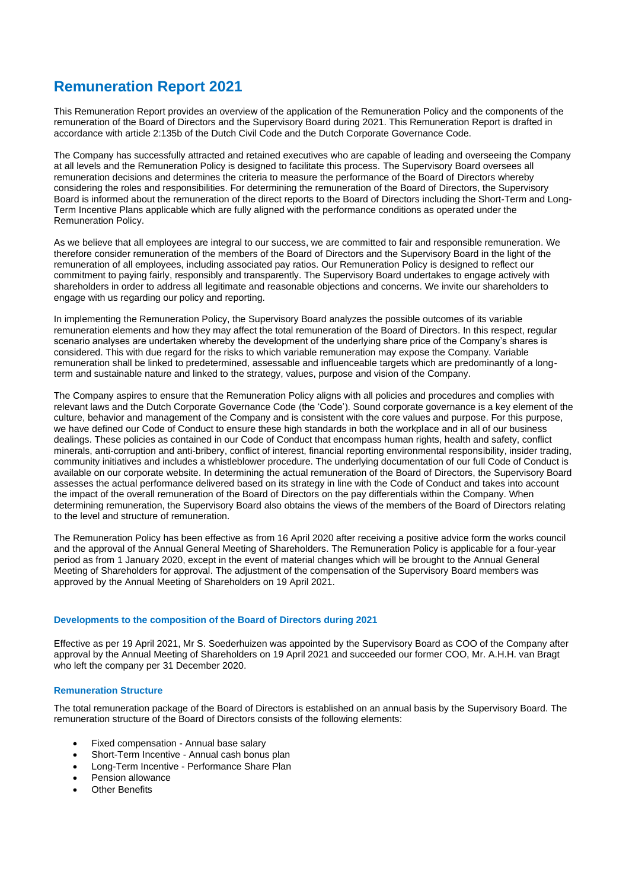# Remuneration Report 2021

This Remuneration Report provides an overview of the application of the Remuneration Policy and the components of the remuneration of the Board of Directors and the Supervisory Board during 2021. This Remuneration Report is drafted in accordance with article 2:135b of the Dutch Civil Code and the Dutch Corporate Governance Code.

The Company has successfully attracted and retained executives who are capable of leading and overseeing the Company at all levels and the Remuneration Policy is designed to facilitate this process. The Supervisory Board oversees all remuneration decisions and determines the criteria to measure the performance of the Board of Directors whereby considering the roles and responsibilities. For determining the remuneration of the Board of Directors, the Supervisory Board is informed about the remuneration of the direct reports to the Board of Directors including the Short-Term and Long-Term Incentive Plans applicable which are fully aligned with the performance conditions as operated under the Remuneration Policy.

As we believe that all employees are integral to our success, we are committed to fair and responsible remuneration. We therefore consider remuneration of the members of the Board of Directors and the Supervisory Board in the light of the remuneration of all employees, including associated pay ratios. Our Remuneration Policy is designed to reflect our commitment to paying fairly, responsibly and transparently. The Supervisory Board undertakes to engage actively with shareholders in order to address all legitimate and reasonable objections and concerns. We invite our shareholders to engage with us regarding our policy and reporting.

In implementing the Remuneration Policy, the Supervisory Board analyzes the possible outcomes of its variable remuneration elements and how they may affect the total remuneration of the Board of Directors. In this respect, regular scenario analyses are undertaken whereby the development of the underlying share price of the Company's shares is considered. This with due regard for the risks to which variable remuneration may expose the Company. Variable remuneration shall be linked to predetermined, assessable and influenceable targets which are predominantly of a long-term and sustainable nature and linked to the strategy, values, purpose and vision of the Company.

The Company aspires to ensure that the Remuneration Policy aligns with all policies and procedures and complies with relevant laws and the Dutch Corporate Governance Code (the 'Code'). Sound corporate governance is a key element of the culture, behavior and management of the Company and is consistent with the core values and purpose. For this purpose, we have defined our Code of Conduct to ensure these high standards in both the workplace and in all of our business dealings. These policies as contained in our Code of Conduct that encompass human rights, health and safety, conflict minerals, anti-corruption and anti-bribery, conflict of interest, financial reporting environmental responsibility, insider trading, community initiatives and includes a whistleblower procedure. The underlying documentation of our full Code of Conduct is available on our corporate website. In determining the actual remuneration of the Board of Directors, the Supervisory Board assesses the actual performance delivered based on its strategy in line with the Code of Conduct and takes into account the impact of the overall remuneration of the Board of Directors on the pay differentials within the Company. When determining remuneration, the Supervisory Board also obtains the views of the members of the Board of Directors relating to the level and structure of remuneration.

The Remuneration Policy has been effective as from 16 April 2020 after receiving a positive advice form the works council and the approval of the Annual General Meeting of Shareholders. The Remuneration Policy is applicable for a four-year period as from 1 January 2020, except in the event of material changes which will be brought to the Annual General Meeting of Shareholders for approval. The adjustment of the compensation of the Supervisory Board members was approved by the Annual Meeting of Shareholders on 19 April 2021.

### Developments to the composition of the Board of Directors during 2021

Effective as per 19 April 2021, Mr S. Soederhuizen was appointed by the Supervisory Board as COO of the Company after approval by the Annual Meeting of Shareholders on 19 April 2021 and succeeded our former COO, Mr. A.H.H. van Bragt who left the company per 31 December 2020.

### Remuneration Structure

The total remuneration package of the Board of Directors is established on an annual basis by the Supervisory Board. The remuneration structure of the Board of Directors consists of the following elements:

- Fixed compensation - Annual base salary
- Short-Term Incentive - Annual cash bonus plan
- Long-Term Incentive - Performance Share Plan
- Pension allowance
- Other Benefits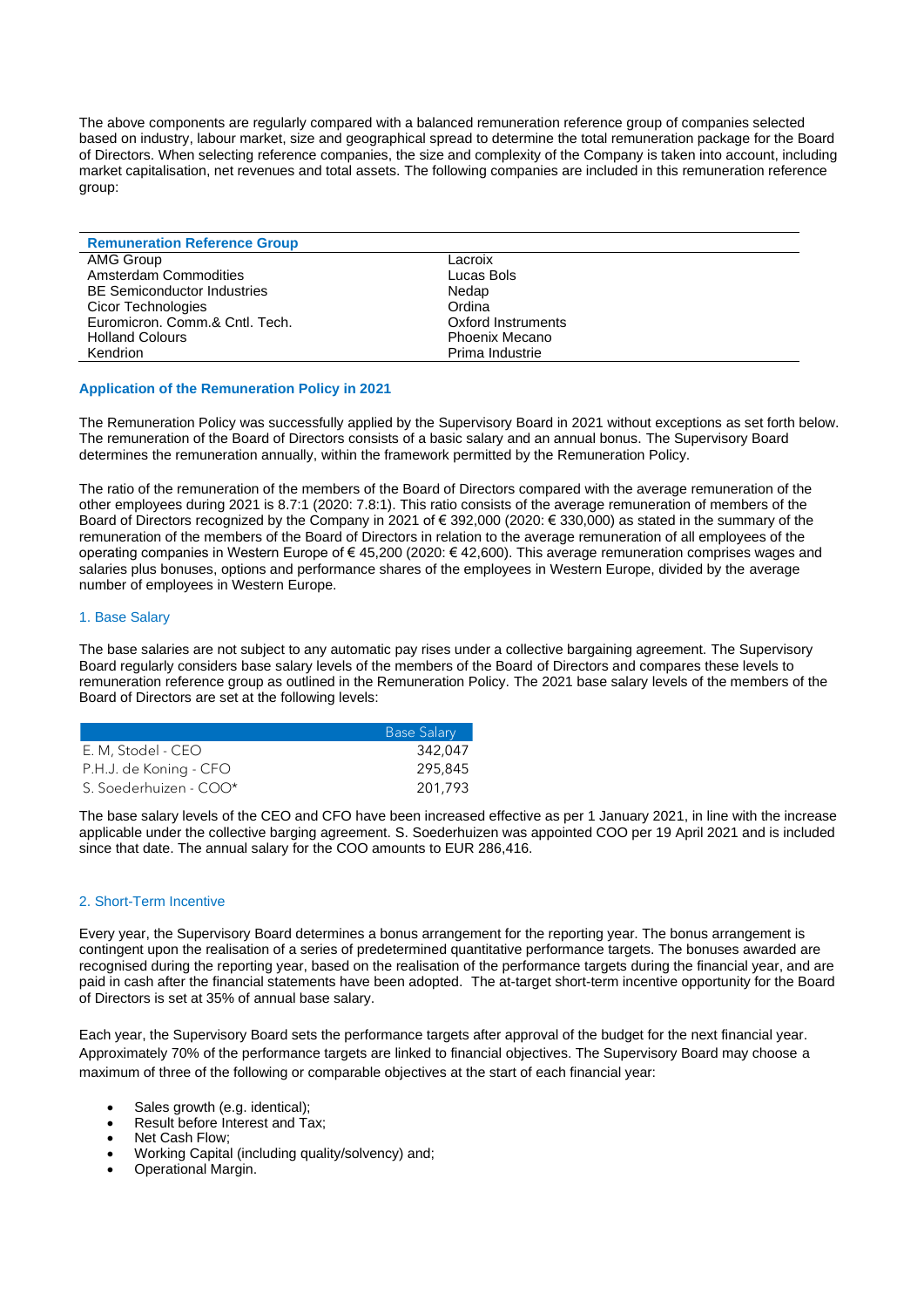The above components are regularly compared with a balanced remuneration reference group of companies selected based on industry, labour market, size and geographical spread to determine the total remuneration package for the Board of Directors. When selecting reference companies, the size and complexity of the Company is taken into account, including market capitalisation, net revenues and total assets. The following companies are included in this remuneration reference group:

| Remuneration Reference Group | |
|---|---|
| AMG Group | Lacroix |
| Amsterdam Commodities | Lucas Bols |
| BE Semiconductor Industries | Nedap |
| Cicor Technologies | Ordina |
| Euromicron. Comm.& Cntl. Tech. | Oxford Instruments |
| Holland Colours | Phoenix Mecano |
| Kendrion | Prima Industrie |

### Application of the Remuneration Policy in 2021

The Remuneration Policy was successfully applied by the Supervisory Board in 2021 without exceptions as set forth below. The remuneration of the Board of Directors consists of a basic salary and an annual bonus. The Supervisory Board determines the remuneration annually, within the framework permitted by the Remuneration Policy.

The ratio of the remuneration of the members of the Board of Directors compared with the average remuneration of the other employees during 2021 is 8.7:1 (2020: 7.8:1). This ratio consists of the average remuneration of members of the Board of Directors recognized by the Company in 2021 of € 392,000 (2020: € 330,000) as stated in the summary of the remuneration of the members of the Board of Directors in relation to the average remuneration of all employees of the operating companies in Western Europe of € 45,200 (2020: € 42,600). This average remuneration comprises wages and salaries plus bonuses, options and performance shares of the employees in Western Europe, divided by the average number of employees in Western Europe.

#### 1. Base Salary

The base salaries are not subject to any automatic pay rises under a collective bargaining agreement. The Supervisory Board regularly considers base salary levels of the members of the Board of Directors and compares these levels to remuneration reference group as outlined in the Remuneration Policy. The 2021 base salary levels of the members of the Board of Directors are set at the following levels:

| | Base Salary |
|---|---|
| E. M, Stodel - CEO | 342,047 |
| P.H.J. de Koning - CFO | 295,845 |
| S. Soederhuizen - COO* | 201,793 |

The base salary levels of the CEO and CFO have been increased effective as per 1 January 2021, in line with the increase applicable under the collective barging agreement. S. Soederhuizen was appointed COO per 19 April 2021 and is included since that date. The annual salary for the COO amounts to EUR 286,416.

#### 2. Short-Term Incentive

Every year, the Supervisory Board determines a bonus arrangement for the reporting year. The bonus arrangement is contingent upon the realisation of a series of predetermined quantitative performance targets. The bonuses awarded are recognised during the reporting year, based on the realisation of the performance targets during the financial year, and are paid in cash after the financial statements have been adopted. The at-target short-term incentive opportunity for the Board of Directors is set at 35% of annual base salary.

Each year, the Supervisory Board sets the performance targets after approval of the budget for the next financial year. Approximately 70% of the performance targets are linked to financial objectives. The Supervisory Board may choose a maximum of three of the following or comparable objectives at the start of each financial year:

- Sales growth (e.g. identical);
- Result before Interest and Tax;
- Net Cash Flow;
- Working Capital (including quality/solvency) and;
- Operational Margin.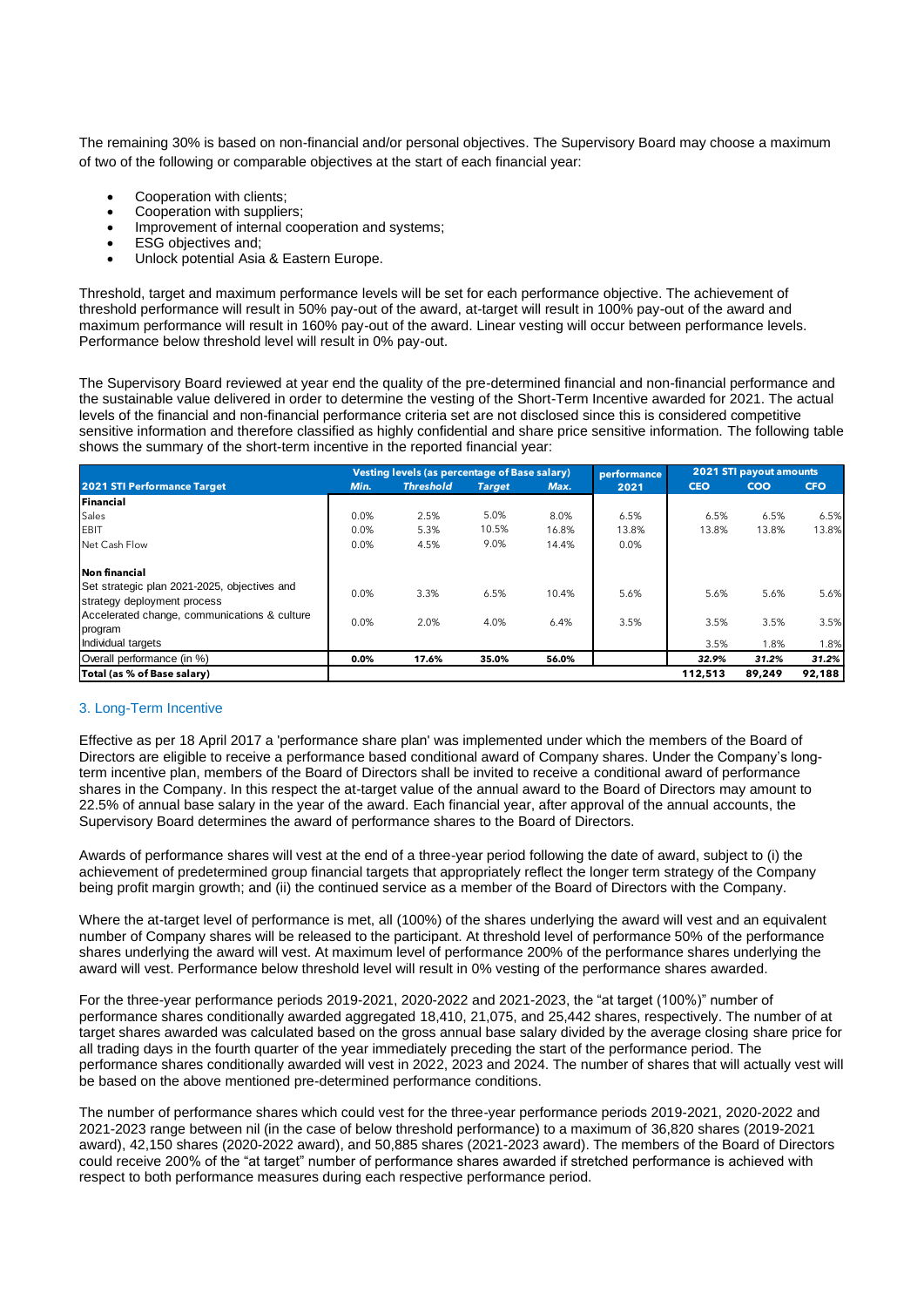The remaining 30% is based on non-financial and/or personal objectives. The Supervisory Board may choose a maximum of two of the following or comparable objectives at the start of each financial year:

- Cooperation with clients;
- Cooperation with suppliers;
- Improvement of internal cooperation and systems;
- ESG objectives and;
- Unlock potential Asia & Eastern Europe.

Threshold, target and maximum performance levels will be set for each performance objective. The achievement of threshold performance will result in 50% pay-out of the award, at-target will result in 100% pay-out of the award and maximum performance will result in 160% pay-out of the award. Linear vesting will occur between performance levels. Performance below threshold level will result in 0% pay-out.

The Supervisory Board reviewed at year end the quality of the pre-determined financial and non-financial performance and the sustainable value delivered in order to determine the vesting of the Short-Term Incentive awarded for 2021. The actual levels of the financial and non-financial performance criteria set are not disclosed since this is considered competitive sensitive information and therefore classified as highly confidential and share price sensitive information. The following table shows the summary of the short-term incentive in the reported financial year:

| | Vesting levels (as percentage of Base salary) | | | | performance | 2021 STI payout amounts | | |
|---|---|---|---|---|---|---|---|---|
| **2021 STI Performance Target** | *Min.* | *Threshold* | *Target* | *Max.* | **2021** | **CEO** | **COO** | **CFO** |
| **Financial** | | | | | | | | |
| Sales | 0.0% | 2.5% | 5.0% | 8.0% | 6.5% | 6.5% | 6.5% | 6.5% |
| EBIT | 0.0% | 5.3% | 10.5% | 16.8% | 13.8% | 13.8% | 13.8% | 13.8% |
| Net Cash Flow | 0.0% | 4.5% | 9.0% | 14.4% | 0.0% | | | |
| **Non financial** | | | | | | | | |
| Set strategic plan 2021-2025, objectives and strategy deployment process | 0.0% | 3.3% | 6.5% | 10.4% | 5.6% | 5.6% | 5.6% | 5.6% |
| Accelerated change, communications & culture program | 0.0% | 2.0% | 4.0% | 6.4% | 3.5% | 3.5% | 3.5% | 3.5% |
| Individual targets | | | | | | 3.5% | 1.8% | 1.8% |
| Overall performance (in %) | **0.0%** | **17.6%** | **35.0%** | **56.0%** | | ***32.9%*** | ***31.2%*** | ***31.2%*** |
| **Total (as % of Base salary)** | | | | | | **112,513** | **89,249** | **92,188** |

### 3. Long-Term Incentive

Effective as per 18 April 2017 a 'performance share plan' was implemented under which the members of the Board of Directors are eligible to receive a performance based conditional award of Company shares. Under the Company's long-term incentive plan, members of the Board of Directors shall be invited to receive a conditional award of performance shares in the Company. In this respect the at-target value of the annual award to the Board of Directors may amount to 22.5% of annual base salary in the year of the award. Each financial year, after approval of the annual accounts, the Supervisory Board determines the award of performance shares to the Board of Directors.

Awards of performance shares will vest at the end of a three-year period following the date of award, subject to (i) the achievement of predetermined group financial targets that appropriately reflect the longer term strategy of the Company being profit margin growth; and (ii) the continued service as a member of the Board of Directors with the Company.

Where the at-target level of performance is met, all (100%) of the shares underlying the award will vest and an equivalent number of Company shares will be released to the participant. At threshold level of performance 50% of the performance shares underlying the award will vest. At maximum level of performance 200% of the performance shares underlying the award will vest. Performance below threshold level will result in 0% vesting of the performance shares awarded.

For the three-year performance periods 2019-2021, 2020-2022 and 2021-2023, the "at target (100%)" number of performance shares conditionally awarded aggregated 18,410, 21,075, and 25,442 shares, respectively. The number of at target shares awarded was calculated based on the gross annual base salary divided by the average closing share price for all trading days in the fourth quarter of the year immediately preceding the start of the performance period. The performance shares conditionally awarded will vest in 2022, 2023 and 2024. The number of shares that will actually vest will be based on the above mentioned pre-determined performance conditions.

The number of performance shares which could vest for the three-year performance periods 2019-2021, 2020-2022 and 2021-2023 range between nil (in the case of below threshold performance) to a maximum of 36,820 shares (2019-2021 award), 42,150 shares (2020-2022 award), and 50,885 shares (2021-2023 award). The members of the Board of Directors could receive 200% of the "at target" number of performance shares awarded if stretched performance is achieved with respect to both performance measures during each respective performance period.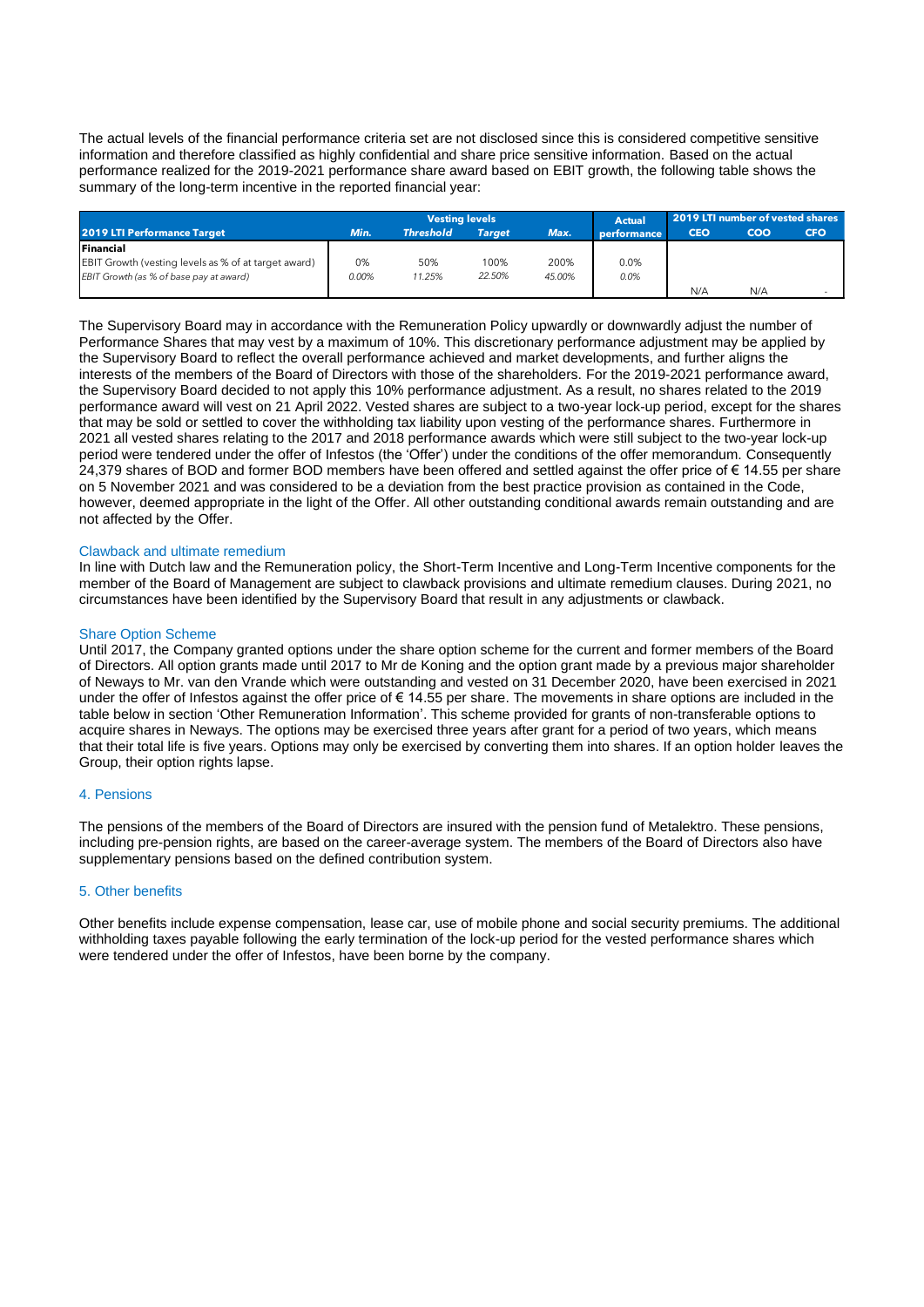The actual levels of the financial performance criteria set are not disclosed since this is considered competitive sensitive information and therefore classified as highly confidential and share price sensitive information. Based on the actual performance realized for the 2019-2021 performance share award based on EBIT growth, the following table shows the summary of the long-term incentive in the reported financial year:

| 2019 LTI Performance Target | Vesting levels | | | | Actual performance | 2019 LTI number of vested shares | | |
|---|---|---|---|---|---|---|---|---|
| | Min. | Threshold | Target | Max. | | CEO | COO | CFO |
| **Financial** | | | | | | | | |
| EBIT Growth (vesting levels as % of at target award) | 0% | 50% | 100% | 200% | 0.0% | | | |
| *EBIT Growth (as % of base pay at award)* | *0.00%* | *11.25%* | *22.50%* | *45.00%* | *0.0%* | | | |
| | | | | | | N/A | N/A | - |

The Supervisory Board may in accordance with the Remuneration Policy upwardly or downwardly adjust the number of Performance Shares that may vest by a maximum of 10%. This discretionary performance adjustment may be applied by the Supervisory Board to reflect the overall performance achieved and market developments, and further aligns the interests of the members of the Board of Directors with those of the shareholders. For the 2019-2021 performance award, the Supervisory Board decided to not apply this 10% performance adjustment. As a result, no shares related to the 2019 performance award will vest on 21 April 2022. Vested shares are subject to a two-year lock-up period, except for the shares that may be sold or settled to cover the withholding tax liability upon vesting of the performance shares. Furthermore in 2021 all vested shares relating to the 2017 and 2018 performance awards which were still subject to the two-year lock-up period were tendered under the offer of Infestos (the 'Offer') under the conditions of the offer memorandum. Consequently 24,379 shares of BOD and former BOD members have been offered and settled against the offer price of € 14.55 per share on 5 November 2021 and was considered to be a deviation from the best practice provision as contained in the Code, however, deemed appropriate in the light of the Offer. All other outstanding conditional awards remain outstanding and are not affected by the Offer.

### Clawback and ultimate remedium

In line with Dutch law and the Remuneration policy, the Short-Term Incentive and Long-Term Incentive components for the member of the Board of Management are subject to clawback provisions and ultimate remedium clauses. During 2021, no circumstances have been identified by the Supervisory Board that result in any adjustments or clawback.

### Share Option Scheme

Until 2017, the Company granted options under the share option scheme for the current and former members of the Board of Directors. All option grants made until 2017 to Mr de Koning and the option grant made by a previous major shareholder of Neways to Mr. van den Vrande which were outstanding and vested on 31 December 2020, have been exercised in 2021 under the offer of Infestos against the offer price of € 14.55 per share. The movements in share options are included in the table below in section 'Other Remuneration Information'. This scheme provided for grants of non-transferable options to acquire shares in Neways. The options may be exercised three years after grant for a period of two years, which means that their total life is five years. Options may only be exercised by converting them into shares. If an option holder leaves the Group, their option rights lapse.

## 4. Pensions

The pensions of the members of the Board of Directors are insured with the pension fund of Metalektro. These pensions, including pre-pension rights, are based on the career-average system. The members of the Board of Directors also have supplementary pensions based on the defined contribution system.

## 5. Other benefits

Other benefits include expense compensation, lease car, use of mobile phone and social security premiums. The additional withholding taxes payable following the early termination of the lock-up period for the vested performance shares which were tendered under the offer of Infestos, have been borne by the company.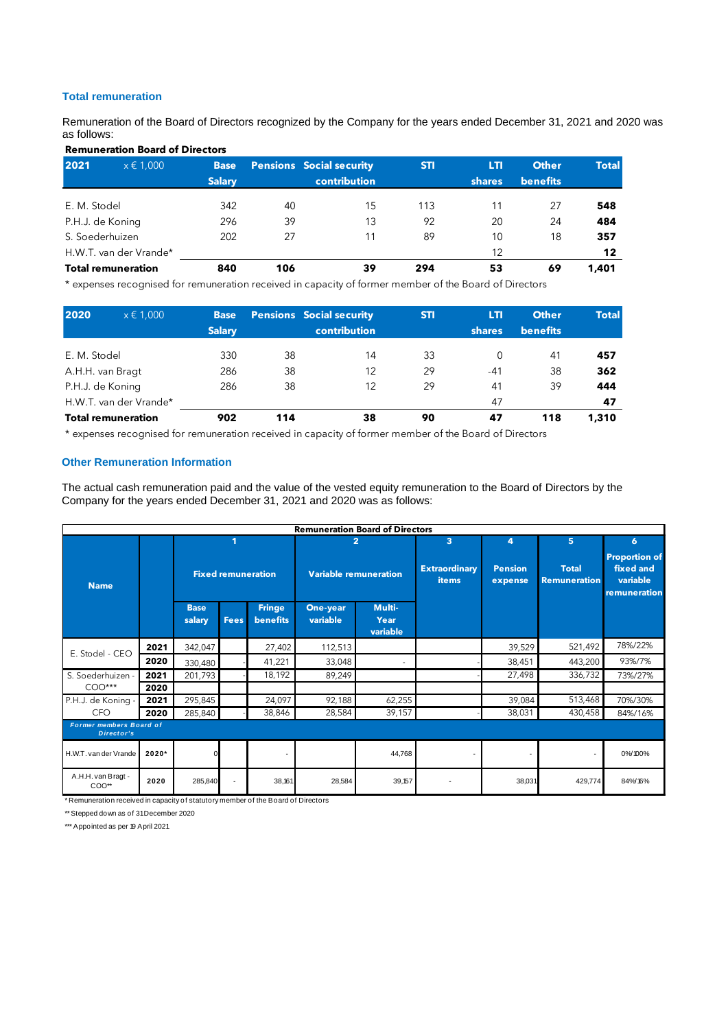### Total remuneration

Remuneration of the Board of Directors recognized by the Company for the years ended December 31, 2021 and 2020 was as follows:

**Remuneration Board of Directors**

| 2021 x € 1,000 | Base Salary | Pensions | Social security contribution | STI | LTI shares | Other benefits | Total |
|---|---|---|---|---|---|---|---|
| E. M. Stodel | 342 | 40 | 15 | 113 | 11 | 27 | **548** |
| P.H.J. de Koning | 296 | 39 | 13 | 92 | 20 | 24 | **484** |
| S. Soederhuizen | 202 | 27 | 11 | 89 | 10 | 18 | **357** |
| H.W.T. van der Vrande* | | | | | 12 | | **12** |
| **Total remuneration** | **840** | **106** | **39** | **294** | **53** | **69** | **1,401** |

\* expenses recognised for remuneration received in capacity of former member of the Board of Directors

| 2020 x € 1,000 | Base Salary | Pensions | Social security contribution | STI | LTI shares | Other benefits | Total |
|---|---|---|---|---|---|---|---|
| E. M. Stodel | 330 | 38 | 14 | 33 | 0 | 41 | **457** |
| A.H.H. van Bragt | 286 | 38 | 12 | 29 | -41 | 38 | **362** |
| P.H.J. de Koning | 286 | 38 | 12 | 29 | 41 | 39 | **444** |
| H.W.T. van der Vrande* | | | | | 47 | | **47** |
| **Total remuneration** | **902** | **114** | **38** | **90** | **47** | **118** | **1,310** |

\* expenses recognised for remuneration received in capacity of former member of the Board of Directors

### Other Remuneration Information

The actual cash remuneration paid and the value of the vested equity remuneration to the Board of Directors by the Company for the years ended December 31, 2021 and 2020 was as follows:

**Remuneration Board of Directors**

| Name | | 1 Fixed remuneration | | | 2 Variable remuneration | | 3 Extraordinary items | 4 Pension expense | 5 Total Remuneration | 6 Proportion of fixed and variable remuneration |
|---|---|---|---|---|---|---|---|---|---|---|
| | | Base salary | Fees | Fringe benefits | One-year variable | Multi-Year variable | | | | |
| E. Stodel - CEO | 2021 | 342,047 | | 27,402 | 112,513 | | | 39,529 | 521,492 | 78%/22% |
| | 2020 | 330,480 | - | 41,221 | 33,048 | - | - | 38,451 | 443,200 | 93%/7% |
| S. Soederhuizen - COO*** | 2021 | 201,793 | - | 18,192 | 89,249 | | - | 27,498 | 336,732 | 73%/27% |
| | 2020 | | | | | | | | | |
| P.H.J. de Koning - CFO | 2021 | 295,845 | | 24,097 | 92,188 | 62,255 | | 39,084 | 513,468 | 70%/30% |
| | 2020 | 285,840 | - | 38,846 | 28,584 | 39,157 | - | 38,031 | 430,458 | 84%/16% |
| *Former members Board of Director's* | | | | | | | | | | |
| H.W.T. van der Vrande | 2020* | 0 | | - | | 44,768 | - | - | - | 0%/100% |
| A.H.H. van Bragt - COO** | 2020 | 285,840 | - | 38,161 | 28,584 | 39,157 | - | 38,031 | 429,774 | 84%/16% |

\* Remuneration received in capacity of statutory member of the Board of Directors

\*\* Stepped down as of 31 December 2020

\*\*\* Appointed as per 19 April 2021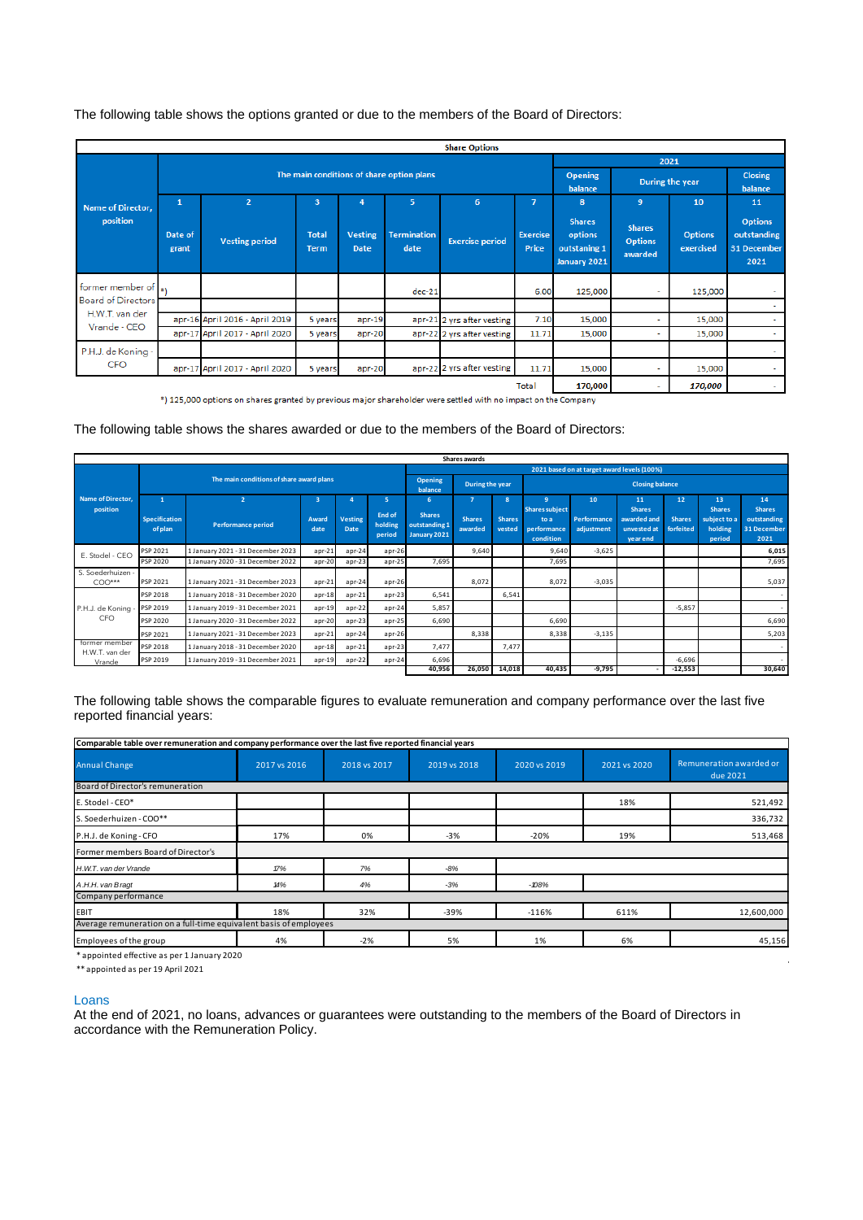The following table shows the options granted or due to the members of the Board of Directors:

| Share Options | | | | | | | | | | | |
|---|---|---|---|---|---|---|---|---|---|---|---|
| Name of Director, position | The main conditions of share option plans | | | | | | | 2021 | | | |
| | | | | | | | | Opening balance | During the year | | Closing balance |
| | 1 | 2 | 3 | 4 | 5 | 6 | 7 | 8 | 9 | 10 | 11 |
| | Date of grant | Vesting period | Total Term | Vesting Date | Termination date | Exercise period | Exercise Price | Shares options outstaning 1 January 2021 | Shares Options awarded | Options exercised | Options outstanding 31 December 2021 |
| former member of Board of Directors H.W.T. van der Vrande - CEO | *) | | | | dec-21 | | 6.00 | 125,000 | - | 125,000 | - |
| | | | | | | | | | | | - |
| | apr-16 | April 2016 - April 2019 | 5 years | apr-19 | apr-21 | 2 yrs after vesting | 7.10 | 15,000 | - | 15,000 | - |
| | apr-17 | April 2017 - April 2020 | 5 years | apr-20 | apr-22 | 2 yrs after vesting | 11.71 | 15,000 | - | 15,000 | - |
| P.H.J. de Koning - CFO | | | | | | | | | | | - |
| | apr-17 | April 2017 - April 2020 | 5 years | apr-20 | apr-22 | 2 yrs after vesting | 11.71 | 15,000 | - | 15,000 | - |
| | | | | | | | Total | 170,000 | - | 170,000 | - |

*) 125,000 options on shares granted by previous major shareholder were settled with no impact on the Company

The following table shows the shares awarded or due to the members of the Board of Directors:

| Shares awards | | | | | | | | | | | | | | |
|---|---|---|---|---|---|---|---|---|---|---|---|---|---|---|
| Name of Director, position | The main conditions of share award plans | | | | | 2021 based on at target award levels (100%) | | | | | | | | |
| | | | | | | Opening balance | During the year | | Closing balance | | | | | |
| | 1 | 2 | 3 | 4 | 5 | 6 | 7 | 8 | 9 | 10 | 11 | 12 | 13 | 14 |
| | Specification of plan | Performance period | Award date | Vesting Date | End of holding period | Shares outstanding 1 January 2021 | Shares awarded | Shares vested | Shares subject to a performance condition | Performance adjustment | Shares awarded and unvested at year end | Shares forfeited | Shares subject to a holding period | Shares outstanding 31 December 2021 |
| E. Stodel - CEO | PSP 2021 | 1 January 2021 - 31 December 2023 | apr-21 | apr-24 | apr-26 | | 9,640 | | 9,640 | -3,625 | | | | 6,015 |
| | PSP 2020 | 1 January 2020 - 31 December 2022 | apr-20 | apr-23 | apr-25 | 7,695 | | | 7,695 | | | | | 7,695 |
| S. Soederhuizen - COO** | PSP 2021 | 1 January 2021 - 31 December 2023 | apr-21 | apr-24 | apr-26 | | 8,072 | | 8,072 | -3,035 | | | | 5,037 |
| P.H.J. de Koning - CFO | PSP 2018 | 1 January 2018 - 31 December 2020 | apr-18 | apr-21 | apr-23 | 6,541 | | 6,541 | | | | | | - |
| | PSP 2019 | 1 January 2019 - 31 December 2021 | apr-19 | apr-22 | apr-24 | 5,857 | | | | | | -5,857 | | - |
| | PSP 2020 | 1 January 2020 - 31 December 2022 | apr-20 | apr-23 | apr-25 | 6,690 | | | 6,690 | | | | | 6,690 |
| | PSP 2021 | 1 January 2021 - 31 December 2023 | apr-21 | apr-24 | apr-26 | | 8,338 | | 8,338 | -3,135 | | | | 5,203 |
| former member H.W.T. van der Vrande | PSP 2018 | 1 January 2018 - 31 December 2020 | apr-18 | apr-21 | apr-23 | 7,477 | | 7,477 | | | | | | - |
| | PSP 2019 | 1 January 2019 - 31 December 2021 | apr-19 | apr-22 | apr-24 | 6,696 | | | | | | -6,696 | | - |
| | | | | | | 40,956 | 26,050 | 14,018 | 40,435 | -9,795 | - | -12,553 | | 30,640 |

The following table shows the comparable figures to evaluate remuneration and company performance over the last five reported financial years:

| Comparable table over remuneration and company performance over the last five reported financial years | | | | | | |
|---|---|---|---|---|---|---|
| Annual Change | 2017 vs 2016 | 2018 vs 2017 | 2019 vs 2018 | 2020 vs 2019 | 2021 vs 2020 | Remuneration awarded or due 2021 |
| Board of Director's remuneration | | | | | | |
| E. Stodel - CEO* | | | | | 18% | 521,492 |
| S. Soederhuizen - COO** | | | | | | 336,732 |
| P.H.J. de Koning - CFO | 17% | 0% | -3% | -20% | 19% | 513,468 |
| Former members Board of Director's | | | | | | |
| *H.W.T. van der Vrande* | *17%* | *7%* | *-8%* | | | |
| *A.H.H. van Bragt* | *14%* | *4%* | *-3%* | *-108%* | | |
| Company performance | | | | | | |
| EBIT | 18% | 32% | -39% | -116% | 611% | 12,600,000 |
| Average remuneration on a full-time equivalent basis of employees | | | | | | |
| Employees of the group | 4% | -2% | 5% | 1% | 6% | 45,156 |

\* appointed effective as per 1 January 2020

** appointed as per 19 April 2021

## Loans

At the end of 2021, no loans, advances or guarantees were outstanding to the members of the Board of Directors in accordance with the Remuneration Policy.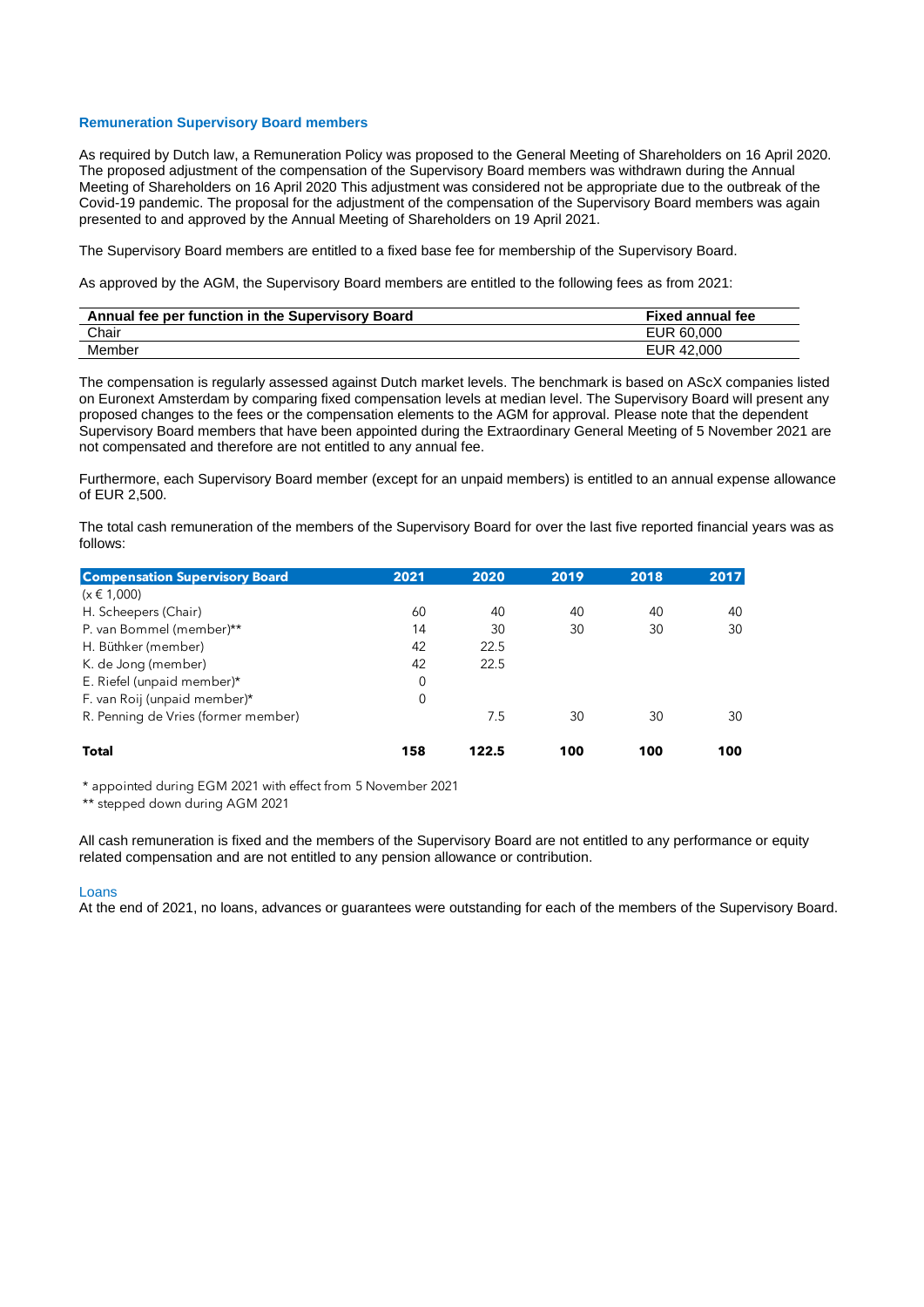### Remuneration Supervisory Board members

As required by Dutch law, a Remuneration Policy was proposed to the General Meeting of Shareholders on 16 April 2020. The proposed adjustment of the compensation of the Supervisory Board members was withdrawn during the Annual Meeting of Shareholders on 16 April 2020 This adjustment was considered not be appropriate due to the outbreak of the Covid-19 pandemic. The proposal for the adjustment of the compensation of the Supervisory Board members was again presented to and approved by the Annual Meeting of Shareholders on 19 April 2021.

The Supervisory Board members are entitled to a fixed base fee for membership of the Supervisory Board.

As approved by the AGM, the Supervisory Board members are entitled to the following fees as from 2021:

| Annual fee per function in the Supervisory Board | Fixed annual fee |
|---|---|
| Chair | EUR 60,000 |
| Member | EUR 42,000 |

The compensation is regularly assessed against Dutch market levels. The benchmark is based on AScX companies listed on Euronext Amsterdam by comparing fixed compensation levels at median level. The Supervisory Board will present any proposed changes to the fees or the compensation elements to the AGM for approval. Please note that the dependent Supervisory Board members that have been appointed during the Extraordinary General Meeting of 5 November 2021 are not compensated and therefore are not entitled to any annual fee.

Furthermore, each Supervisory Board member (except for an unpaid members) is entitled to an annual expense allowance of EUR 2,500.

The total cash remuneration of the members of the Supervisory Board for over the last five reported financial years was as follows:

| Compensation Supervisory Board | 2021 | 2020 | 2019 | 2018 | 2017 |
|---|---|---|---|---|---|
| (x € 1,000) | | | | | |
| H. Scheepers (Chair) | 60 | 40 | 40 | 40 | 40 |
| P. van Bommel (member)** | 14 | 30 | 30 | 30 | 30 |
| H. Büthker (member) | 42 | 22.5 | | | |
| K. de Jong (member) | 42 | 22.5 | | | |
| E. Riefel (unpaid member)* | 0 | | | | |
| F. van Roij (unpaid member)* | 0 | | | | |
| R. Penning de Vries (former member) | | 7.5 | 30 | 30 | 30 |
| **Total** | **158** | **122.5** | **100** | **100** | **100** |

\* appointed during EGM 2021 with effect from 5 November 2021

** stepped down during AGM 2021

All cash remuneration is fixed and the members of the Supervisory Board are not entitled to any performance or equity related compensation and are not entitled to any pension allowance or contribution.

#### Loans

At the end of 2021, no loans, advances or guarantees were outstanding for each of the members of the Supervisory Board.